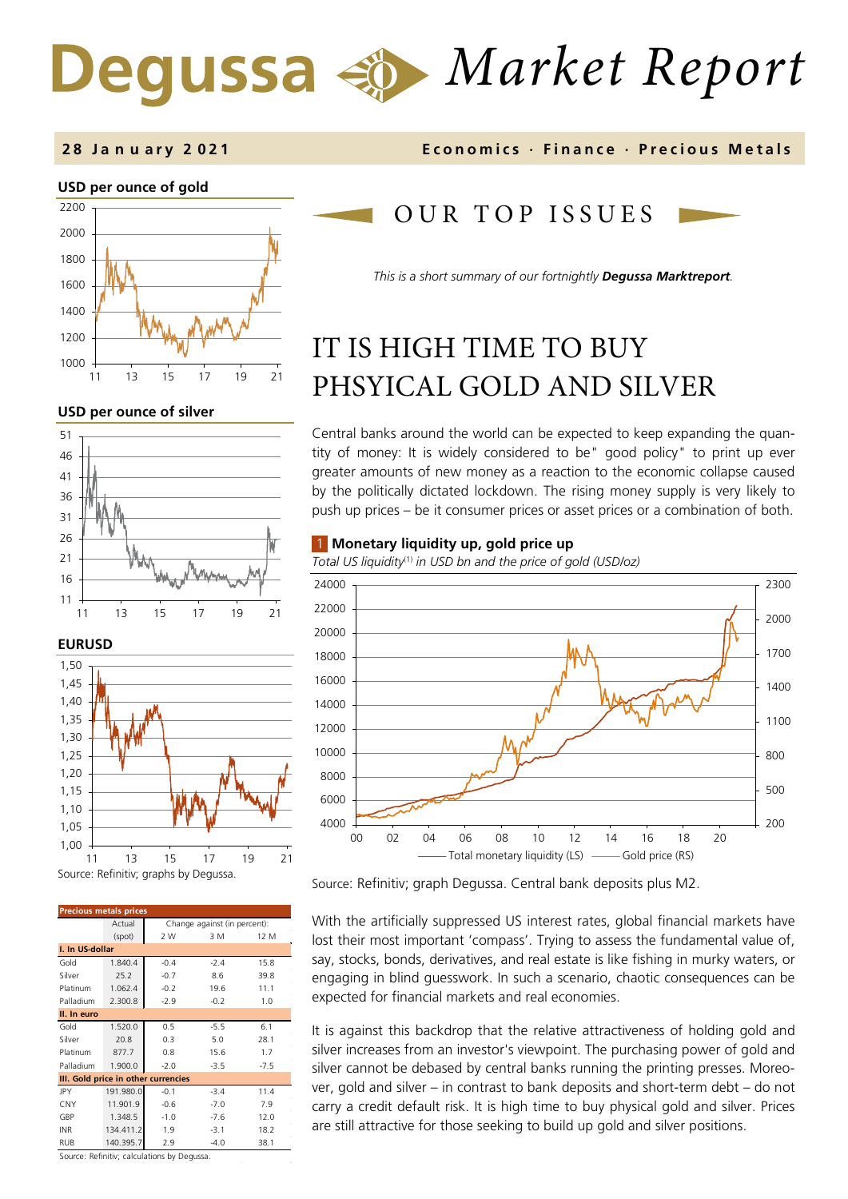# Degussa Market Report

**28 January 2021** — **Economics · Finance · Precious Metals**

**USD per ounce of gold**

**USD per ounce of silver**

**EURUSD**

Source: Refinitiv; graphs by Degussa.

| Precious metals prices | Actual | Change against (in percent): | | |
|---|---|---|---|---|
| | (spot) | 2 W | 3 M | 12 M |
| **I. In US-dollar** | | | | |
| Gold | 1.840.4 | -0.4 | -2.4 | 15.8 |
| Silver | 25.2 | -0.7 | 8.6 | 39.8 |
| Platinum | 1.062.4 | -0.2 | 19.6 | 11.1 |
| Palladium | 2.300.8 | -2.9 | -0.2 | 1.0 |
| **II. In euro** | | | | |
| Gold | 1.520.0 | 0.5 | -5.5 | 6.1 |
| Silver | 20.8 | 0.3 | 5.0 | 28.1 |
| Platinum | 877.7 | 0.8 | 15.6 | 1.7 |
| Palladium | 1.900.0 | -2.0 | -3.5 | -7.5 |
| **III. Gold price in other currencies** | | | | |
| JPY | 191.980.0 | -0.1 | -3.4 | 11.4 |
| CNY | 11.901.9 | -0.6 | -7.0 | 7.9 |
| GBP | 1.348.5 | -1.0 | -7.6 | 12.0 |
| INR | 134.411.2 | 1.9 | -3.1 | 18.2 |
| RUB | 140.395.7 | 2.9 | -4.0 | 38.1 |

Source: Refinitiv; calculations by Degussa.

## OUR TOP ISSUES

*This is a short summary of our fortnightly **Degussa Marktreport**.*

# IT IS HIGH TIME TO BUY PHSYICAL GOLD AND SILVER

Central banks around the world can be expected to keep expanding the quantity of money: It is widely considered to be" good policy" to print up ever greater amounts of new money as a reaction to the economic collapse caused by the politically dictated lockdown. The rising money supply is very likely to push up prices – be it consumer prices or asset prices or a combination of both.

**1 Monetary liquidity up, gold price up**

*Total US liquidity[(1)] in USD bn and the price of gold (USD/oz)*

Source: Refinitiv; graph Degussa. Central bank deposits plus M2.

With the artificially suppressed US interest rates, global financial markets have lost their most important 'compass'. Trying to assess the fundamental value of, say, stocks, bonds, derivatives, and real estate is like fishing in murky waters, or engaging in blind guesswork. In such a scenario, chaotic consequences can be expected for financial markets and real economies.

It is against this backdrop that the relative attractiveness of holding gold and silver increases from an investor's viewpoint. The purchasing power of gold and silver cannot be debased by central banks running the printing presses. Moreover, gold and silver – in contrast to bank deposits and short-term debt – do not carry a credit default risk. It is high time to buy physical gold and silver. Prices are still attractive for those seeking to build up gold and silver positions.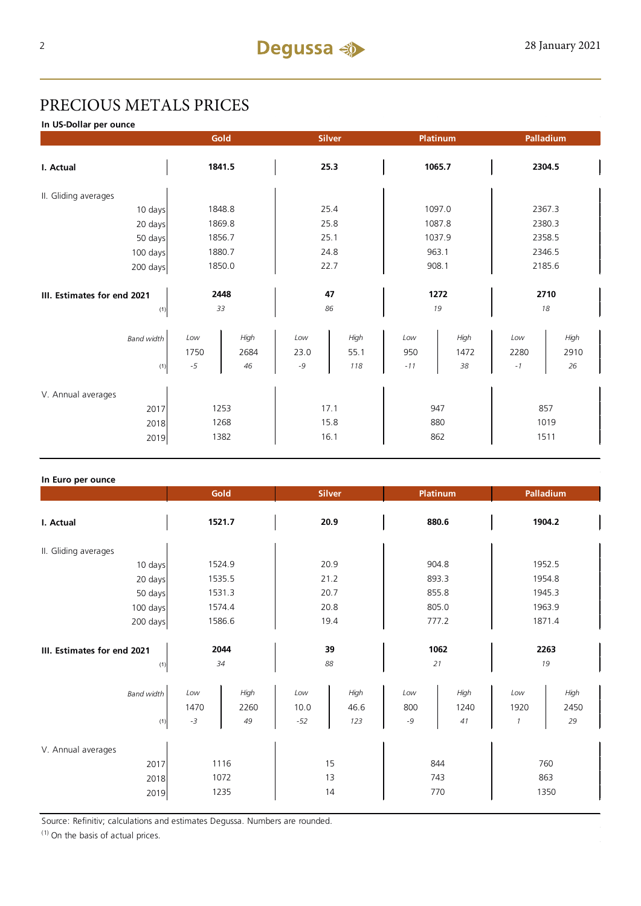# PRECIOUS METALS PRICES

**In US-Dollar per ounce**

| | Gold | | Silver | | Platinum | | Palladium | |
|---|---|---|---|---|---|---|---|---|
| **I. Actual** | **1841.5** | | **25.3** | | **1065.7** | | **2304.5** | |
| II. Gliding averages | | | | | | | | |
| 10 days | 1848.8 | | 25.4 | | 1097.0 | | 2367.3 | |
| 20 days | 1869.8 | | 25.8 | | 1087.8 | | 2380.3 | |
| 50 days | 1856.7 | | 25.1 | | 1037.9 | | 2358.5 | |
| 100 days | 1880.7 | | 24.8 | | 963.1 | | 2346.5 | |
| 200 days | 1850.0 | | 22.7 | | 908.1 | | 2185.6 | |
| **III. Estimates for end 2021** | **2448** | | **47** | | **1272** | | **2710** | |
| (1) | *33* | | *86* | | *19* | | *18* | |
| *Band width* | *Low* | *High* | *Low* | *High* | *Low* | *High* | *Low* | *High* |
| | 1750 | 2684 | 23.0 | 55.1 | 950 | 1472 | 2280 | 2910 |
| (1) | *-5* | *46* | *-9* | *118* | *-11* | *38* | *-1* | *26* |
| V. Annual averages | | | | | | | | |
| 2017 | 1253 | | 17.1 | | 947 | | 857 | |
| 2018 | 1268 | | 15.8 | | 880 | | 1019 | |
| 2019 | 1382 | | 16.1 | | 862 | | 1511 | |

**In Euro per ounce**

| | Gold | | Silver | | Platinum | | Palladium | |
|---|---|---|---|---|---|---|---|---|
| **I. Actual** | **1521.7** | | **20.9** | | **880.6** | | **1904.2** | |
| II. Gliding averages | | | | | | | | |
| 10 days | 1524.9 | | 20.9 | | 904.8 | | 1952.5 | |
| 20 days | 1535.5 | | 21.2 | | 893.3 | | 1954.8 | |
| 50 days | 1531.3 | | 20.7 | | 855.8 | | 1945.3 | |
| 100 days | 1574.4 | | 20.8 | | 805.0 | | 1963.9 | |
| 200 days | 1586.6 | | 19.4 | | 777.2 | | 1871.4 | |
| **III. Estimates for end 2021** | **2044** | | **39** | | **1062** | | **2263** | |
| (1) | *34* | | *88* | | *21* | | *19* | |
| *Band width* | *Low* | *High* | *Low* | *High* | *Low* | *High* | *Low* | *High* |
| | 1470 | 2260 | 10.0 | 46.6 | 800 | 1240 | 1920 | 2450 |
| (1) | *-3* | *49* | *-52* | *123* | *-9* | *41* | *1* | *29* |
| V. Annual averages | | | | | | | | |
| 2017 | 1116 | | 15 | | 844 | | 760 | |
| 2018 | 1072 | | 13 | | 743 | | 863 | |
| 2019 | 1235 | | 14 | | 770 | | 1350 | |

Source: Refinitiv; calculations and estimates Degussa. Numbers are rounded.

(1) On the basis of actual prices.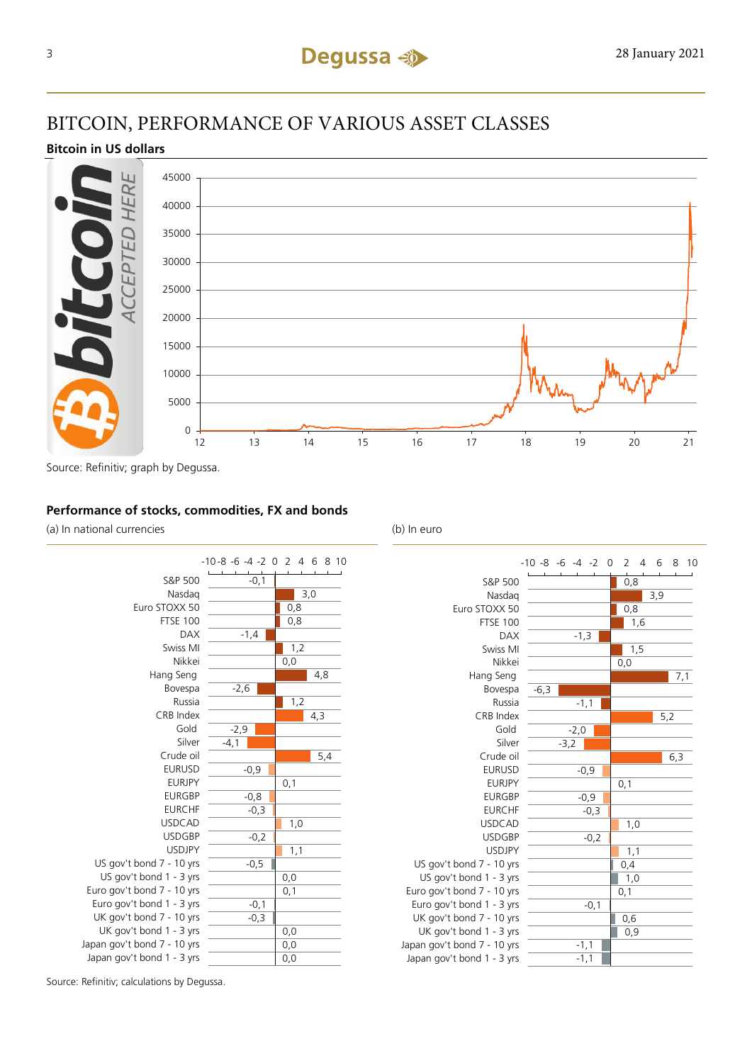# BITCOIN, PERFORMANCE OF VARIOUS ASSET CLASSES

## Bitcoin in US dollars

Source: Refinitiv; graph by Degussa.

## Performance of stocks, commodities, FX and bonds

| | (a) In national currencies | (b) In euro |
|---|---|---|
| S&P 500 | -0,1 | 0,8 |
| Nasdaq | 3,0 | 3,9 |
| Euro STOXX 50 | 0,8 | 0,8 |
| FTSE 100 | 0,8 | 1,6 |
| DAX | -1,4 | -1,3 |
| Swiss MI | 1,2 | 1,5 |
| Nikkei | 0,0 | 0,0 |
| Hang Seng | 4,8 | 7,1 |
| Bovespa | -2,6 | -6,3 |
| Russia | 1,2 | -1,1 |
| CRB Index | 4,3 | 5,2 |
| Gold | -2,9 | -2,0 |
| Silver | -4,1 | -3,2 |
| Crude oil | 5,4 | 6,3 |
| EURUSD | -0,9 | -0,9 |
| EURJPY | 0,1 | 0,1 |
| EURGBP | -0,8 | -0,9 |
| EURCHF | -0,3 | -0,3 |
| USDCAD | 1,0 | 1,0 |
| USDGBP | -0,2 | -0,2 |
| USDJPY | 1,1 | 1,1 |
| US gov't bond 7 - 10 yrs | -0,5 | 0,4 |
| US gov't bond 1 - 3 yrs | 0,0 | 1,0 |
| Euro gov't bond 7 - 10 yrs | 0,1 | 0,1 |
| Euro gov't bond 1 - 3 yrs | -0,1 | -0,1 |
| UK gov't bond 7 - 10 yrs | -0,3 | 0,6 |
| UK gov't bond 1 - 3 yrs | 0,0 | 0,9 |
| Japan gov't bond 7 - 10 yrs | 0,0 | -1,1 |
| Japan gov't bond 1 - 3 yrs | 0,0 | -1,1 |

Source: Refinitiv; calculations by Degussa.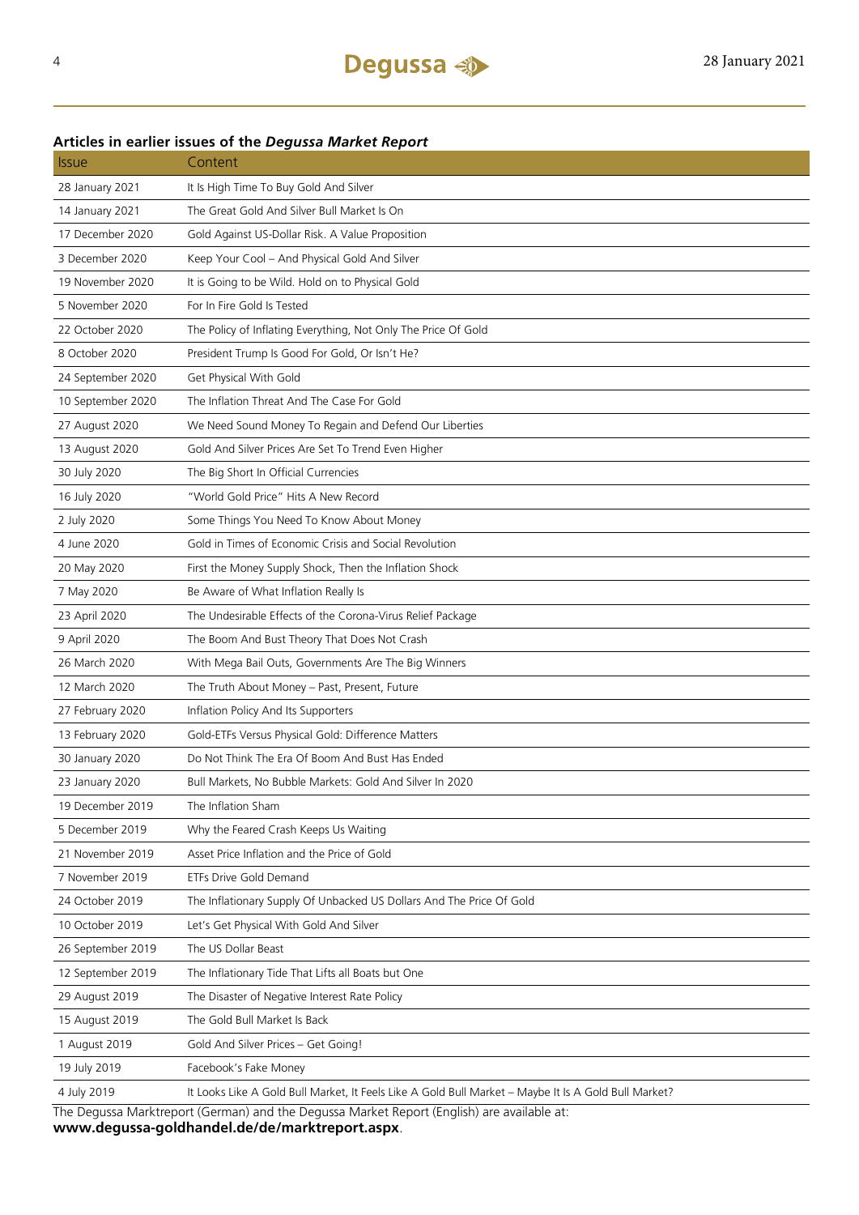### Articles in earlier issues of the *Degussa Market Report*

| Issue | Content |
|---|---|
| 28 January 2021 | It Is High Time To Buy Gold And Silver |
| 14 January 2021 | The Great Gold And Silver Bull Market Is On |
| 17 December 2020 | Gold Against US-Dollar Risk. A Value Proposition |
| 3 December 2020 | Keep Your Cool – And Physical Gold And Silver |
| 19 November 2020 | It is Going to be Wild. Hold on to Physical Gold |
| 5 November 2020 | For In Fire Gold Is Tested |
| 22 October 2020 | The Policy of Inflating Everything, Not Only The Price Of Gold |
| 8 October 2020 | President Trump Is Good For Gold, Or Isn't He? |
| 24 September 2020 | Get Physical With Gold |
| 10 September 2020 | The Inflation Threat And The Case For Gold |
| 27 August 2020 | We Need Sound Money To Regain and Defend Our Liberties |
| 13 August 2020 | Gold And Silver Prices Are Set To Trend Even Higher |
| 30 July 2020 | The Big Short In Official Currencies |
| 16 July 2020 | "World Gold Price" Hits A New Record |
| 2 July 2020 | Some Things You Need To Know About Money |
| 4 June 2020 | Gold in Times of Economic Crisis and Social Revolution |
| 20 May 2020 | First the Money Supply Shock, Then the Inflation Shock |
| 7 May 2020 | Be Aware of What Inflation Really Is |
| 23 April 2020 | The Undesirable Effects of the Corona-Virus Relief Package |
| 9 April 2020 | The Boom And Bust Theory That Does Not Crash |
| 26 March 2020 | With Mega Bail Outs, Governments Are The Big Winners |
| 12 March 2020 | The Truth About Money – Past, Present, Future |
| 27 February 2020 | Inflation Policy And Its Supporters |
| 13 February 2020 | Gold-ETFs Versus Physical Gold: Difference Matters |
| 30 January 2020 | Do Not Think The Era Of Boom And Bust Has Ended |
| 23 January 2020 | Bull Markets, No Bubble Markets: Gold And Silver In 2020 |
| 19 December 2019 | The Inflation Sham |
| 5 December 2019 | Why the Feared Crash Keeps Us Waiting |
| 21 November 2019 | Asset Price Inflation and the Price of Gold |
| 7 November 2019 | ETFs Drive Gold Demand |
| 24 October 2019 | The Inflationary Supply Of Unbacked US Dollars And The Price Of Gold |
| 10 October 2019 | Let's Get Physical With Gold And Silver |
| 26 September 2019 | The US Dollar Beast |
| 12 September 2019 | The Inflationary Tide That Lifts all Boats but One |
| 29 August 2019 | The Disaster of Negative Interest Rate Policy |
| 15 August 2019 | The Gold Bull Market Is Back |
| 1 August 2019 | Gold And Silver Prices – Get Going! |
| 19 July 2019 | Facebook's Fake Money |
| 4 July 2019 | It Looks Like A Gold Bull Market, It Feels Like A Gold Bull Market – Maybe It Is A Gold Bull Market? |

The Degussa Marktreport (German) and the Degussa Market Report (English) are available at:
**www.degussa-goldhandel.de/de/marktreport.aspx**.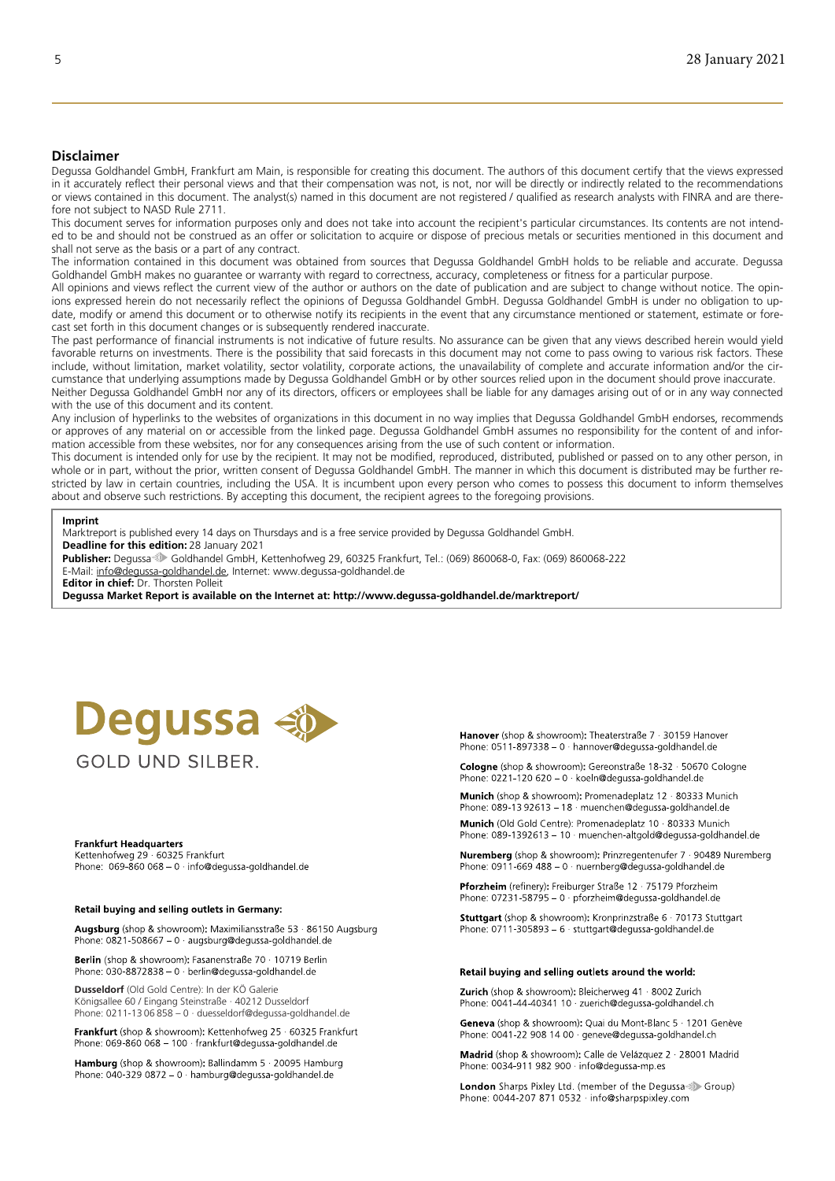## Disclaimer

Degussa Goldhandel GmbH, Frankfurt am Main, is responsible for creating this document. The authors of this document certify that the views expressed in it accurately reflect their personal views and that their compensation was not, is not, nor will be directly or indirectly related to the recommendations or views contained in this document. The analyst(s) named in this document are not registered / qualified as research analysts with FINRA and are therefore not subject to NASD Rule 2711.

This document serves for information purposes only and does not take into account the recipient's particular circumstances. Its contents are not intended to be and should not be construed as an offer or solicitation to acquire or dispose of precious metals or securities mentioned in this document and shall not serve as the basis or a part of any contract.

The information contained in this document was obtained from sources that Degussa Goldhandel GmbH holds to be reliable and accurate. Degussa Goldhandel GmbH makes no guarantee or warranty with regard to correctness, accuracy, completeness or fitness for a particular purpose.

All opinions and views reflect the current view of the author or authors on the date of publication and are subject to change without notice. The opinions expressed herein do not necessarily reflect the opinions of Degussa Goldhandel GmbH. Degussa Goldhandel GmbH is under no obligation to update, modify or amend this document or to otherwise notify its recipients in the event that any circumstance mentioned or statement, estimate or forecast set forth in this document changes or is subsequently rendered inaccurate.

The past performance of financial instruments is not indicative of future results. No assurance can be given that any views described herein would yield favorable returns on investments. There is the possibility that said forecasts in this document may not come to pass owing to various risk factors. These include, without limitation, market volatility, sector volatility, corporate actions, the unavailability of complete and accurate information and/or the circumstance that underlying assumptions made by Degussa Goldhandel GmbH or by other sources relied upon in the document should prove inaccurate.

Neither Degussa Goldhandel GmbH nor any of its directors, officers or employees shall be liable for any damages arising out of or in any way connected with the use of this document and its content.

Any inclusion of hyperlinks to the websites of organizations in this document in no way implies that Degussa Goldhandel GmbH endorses, recommends or approves of any material on or accessible from the linked page. Degussa Goldhandel GmbH assumes no responsibility for the content of and information accessible from these websites, nor for any consequences arising from the use of such content or information.

This document is intended only for use by the recipient. It may not be modified, reproduced, distributed, published or passed on to any other person, in whole or in part, without the prior, written consent of Degussa Goldhandel GmbH. The manner in which this document is distributed may be further restricted by law in certain countries, including the USA. It is incumbent upon every person who comes to possess this document to inform themselves about and observe such restrictions. By accepting this document, the recipient agrees to the foregoing provisions.

**Imprint**

Marktreport is published every 14 days on Thursdays and is a free service provided by Degussa Goldhandel GmbH.
**Deadline for this edition:** 28 January 2021
**Publisher:** Degussa Goldhandel GmbH, Kettenhofweg 29, 60325 Frankfurt, Tel.: (069) 860068-0, Fax: (069) 860068-222
E-Mail: info@degussa-goldhandel.de, Internet: www.degussa-goldhandel.de
**Editor in chief:** Dr. Thorsten Polleit
**Degussa Market Report is available on the Internet at: http://www.degussa-goldhandel.de/marktreport/**

Degussa
GOLD UND SILBER.

**Frankfurt Headquarters**
Kettenhofweg 29 · 60325 Frankfurt
Phone: 069-860 068 – 0 · info@degussa-goldhandel.de

**Retail buying and selling outlets in Germany:**

**Augsburg** (shop & showroom): Maximiliansstraße 53 · 86150 Augsburg
Phone: 0821-508667 – 0 · augsburg@degussa-goldhandel.de

**Berlin** (shop & showroom): Fasanenstraße 70 · 10719 Berlin
Phone: 030-8872838 – 0 · berlin@degussa-goldhandel.de

**Dusseldorf** (Old Gold Centre): In der KÖ Galerie
Königsallee 60 / Eingang Steinstraße · 40212 Dusseldorf
Phone: 0211-13 06 858 – 0 · duesseldorf@degussa-goldhandel.de

**Frankfurt** (shop & showroom): Kettenhofweg 25 · 60325 Frankfurt
Phone: 069-860 068 – 100 · frankfurt@degussa-goldhandel.de

**Hamburg** (shop & showroom): Ballindamm 5 · 20095 Hamburg
Phone: 040-329 0872 – 0 · hamburg@degussa-goldhandel.de

**Hanover** (shop & showroom): Theaterstraße 7 · 30159 Hanover
Phone: 0511-897338 – 0 · hannover@degussa-goldhandel.de

**Cologne** (shop & showroom): Gereonstraße 18-32 · 50670 Cologne
Phone: 0221-120 620 – 0 · koeln@degussa-goldhandel.de

**Munich** (shop & showroom): Promenadeplatz 12 · 80333 Munich
Phone: 089-13 92613 – 18 · muenchen@degussa-goldhandel.de

**Munich** (Old Gold Centre): Promenadeplatz 10 · 80333 Munich
Phone: 089-1392613 – 10 · muenchen-altgold@degussa-goldhandel.de

**Nuremberg** (shop & showroom): Prinzregentenufer 7 · 90489 Nuremberg
Phone: 0911-669 488 – 0 · nuernberg@degussa-goldhandel.de

**Pforzheim** (refinery): Freiburger Straße 12 · 75179 Pforzheim
Phone: 07231-58795 – 0 · pforzheim@degussa-goldhandel.de

**Stuttgart** (shop & showroom): Kronprinzstraße 6 · 70173 Stuttgart
Phone: 0711-305893 – 6 · stuttgart@degussa-goldhandel.de

**Retail buying and selling outlets around the world:**

**Zurich** (shop & showroom): Bleicherweg 41 · 8002 Zurich
Phone: 0041-44-40341 10 · zuerich@degussa-goldhandel.ch

**Geneva** (shop & showroom): Quai du Mont-Blanc 5 · 1201 Genève
Phone: 0041-22 908 14 00 · geneve@degussa-goldhandel.ch

**Madrid** (shop & showroom): Calle de Velázquez 2 · 28001 Madrid
Phone: 0034-911 982 900 · info@degussa-mp.es

**London** Sharps Pixley Ltd. (member of the Degussa Group)
Phone: 0044-207 871 0532 · info@sharpspixley.com